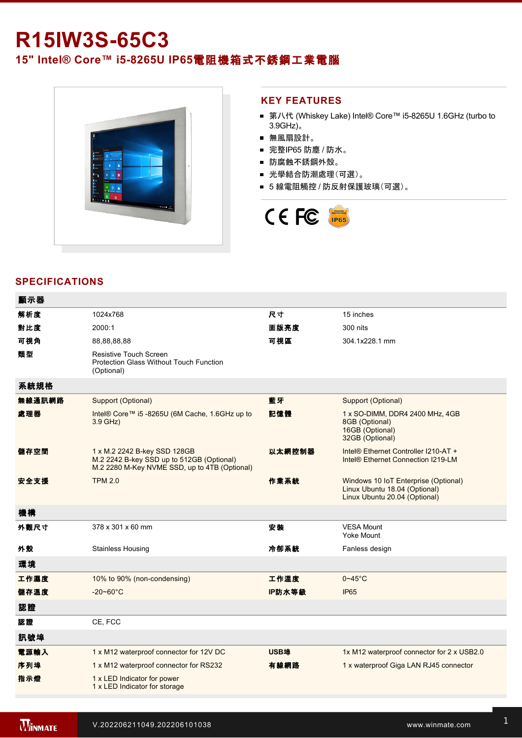# R15IW3S-65C3

## 15" Intel® Core™ i5-8265U IP65電阻機箱式不銹鋼工業電腦

## KEY FEATURES

- 第八代 (Whiskey Lake) Intel® Core™ i5-8265U 1.6GHz (turbo to 3.9GHz)。
- 無風扇設計。
- 完整IP65 防塵 / 防水。
- 防腐蝕不銹鋼外殼。
- 光學結合防潮處理(可選)。
- 5 線電阻觸控 / 防反射保護玻璃(可選)。

## SPECIFICATIONS

| 顯示器 | | | |
|---|---|---|---|
| 解析度 | 1024x768 | 尺寸 | 15 inches |
| 對比度 | 2000:1 | 面版亮度 | 300 nits |
| 可視角 | 88,88,88,88 | 可視區 | 304.1x228.1 mm |
| 類型 | Resistive Touch Screen<br>Protection Glass Without Touch Function (Optional) | | |
| **系統規格** | | | |
| 無線通訊網路 | Support (Optional) | 藍牙 | Support (Optional) |
| 處理器 | Intel® Core™ i5 -8265U (6M Cache, 1.6GHz up to 3.9 GHz) | 記憶體 | 1 x SO-DIMM, DDR4 2400 MHz, 4GB<br>8GB (Optional)<br>16GB (Optional)<br>32GB (Optional) |
| 儲存空間 | 1 x M.2 2242 B-key SSD 128GB<br>M.2 2242 B-key SSD up to 512GB (Optional)<br>M.2 2280 M-Key NVME SSD, up to 4TB (Optional) | 以太網控制器 | Intel® Ethernet Controller I210-AT +<br>Intel® Ethernet Connection I219-LM |
| 安全支援 | TPM 2.0 | 作業系統 | Windows 10 IoT Enterprise (Optional)<br>Linux Ubuntu 18.04 (Optional)<br>Linux Ubuntu 20.04 (Optional) |
| **機構** | | | |
| 外觀尺寸 | 378 x 301 x 60 mm | 安裝 | VESA Mount<br>Yoke Mount |
| 外殼 | Stainless Housing | 冷卻系統 | Fanless design |
| **環境** | | | |
| 工作濕度 | 10% to 90% (non-condensing) | 工作溫度 | 0~45°C |
| 儲存溫度 | -20~60°C | IP防水等級 | IP65 |
| **認證** | | | |
| 認證 | CE, FCC | | |
| **訊號埠** | | | |
| 電源輸入 | 1 x M12 waterproof connector for 12V DC | USB埠 | 1x M12 waterproof connector for 2 x USB2.0 |
| 序列埠 | 1 x M12 waterproof connector for RS232 | 有線網路 | 1 x waterproof Giga LAN RJ45 connector |
| 指示燈 | 1 x LED Indicator for power<br>1 x LED Indicator for storage | | |

V.202206211049.202206101038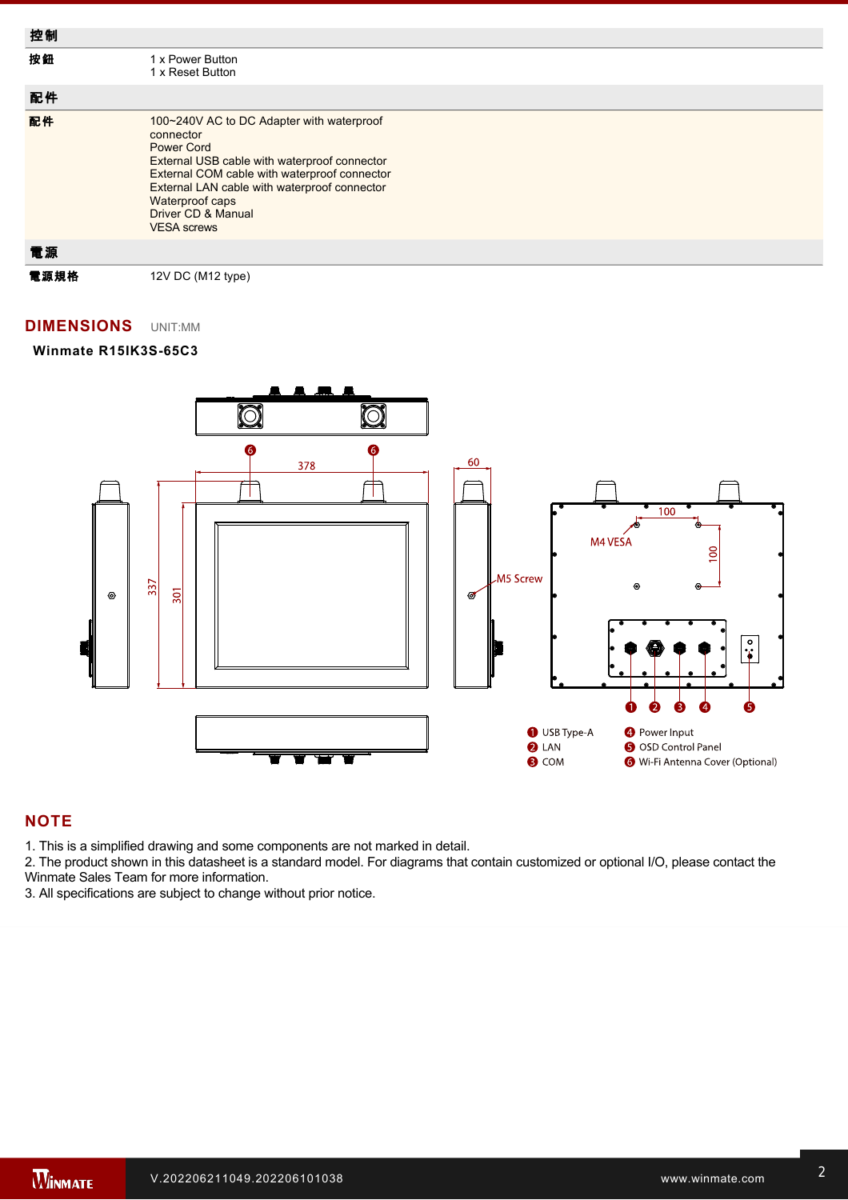| | |
|---|---|
| **控制** | |
| **按鈕** | 1 x Power Button<br>1 x Reset Button |
| **配件** | |
| **配件** | 100~240V AC to DC Adapter with waterproof connector<br>Power Cord<br>External USB cable with waterproof connector<br>External COM cable with waterproof connector<br>External LAN cable with waterproof connector<br>Waterproof caps<br>Driver CD & Manual<br>VESA screws |
| **電源** | |
| **電源規格** | 12V DC (M12 type) |

## DIMENSIONS UNIT:MM

**Winmate R15IK3S-65C3**

378
60
337
301
100
100
M4 VESA
M5 Screw

1 USB Type-A
2 LAN
3 COM
4 Power Input
5 OSD Control Panel
6 Wi-Fi Antenna Cover (Optional)

## NOTE

1. This is a simplified drawing and some components are not marked in detail.
2. The product shown in this datasheet is a standard model. For diagrams that contain customized or optional I/O, please contact the Winmate Sales Team for more information.
3. All specifications are subject to change without prior notice.